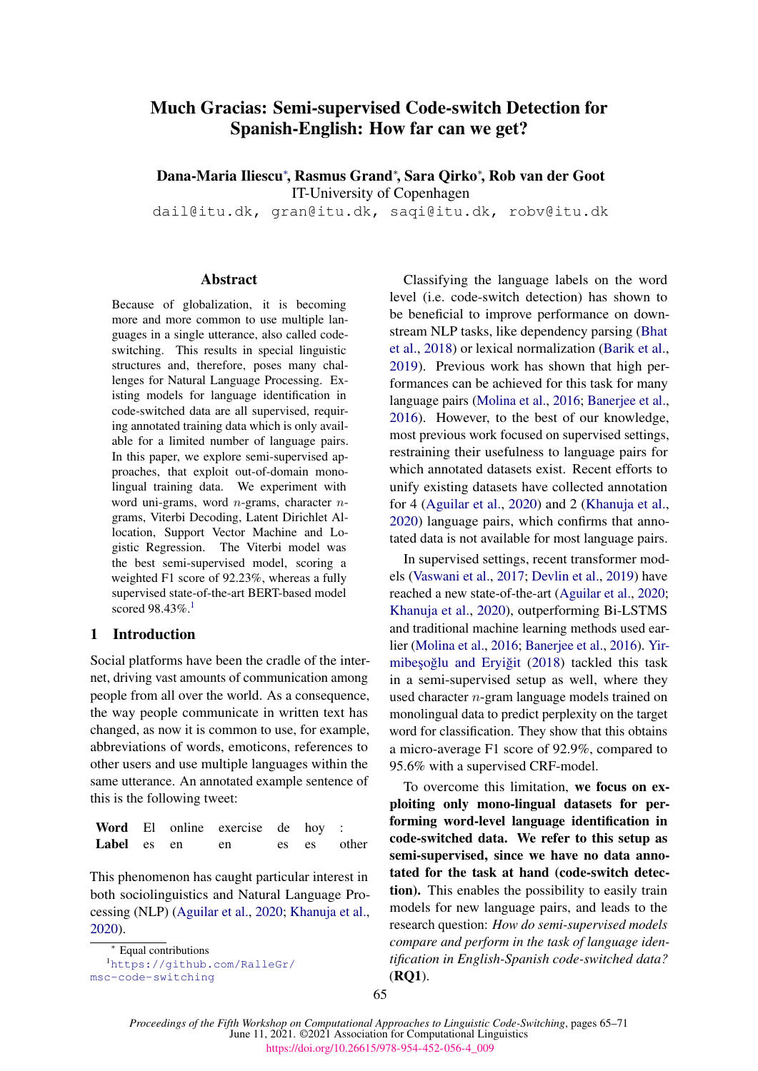# Much Gracias: Semi-supervised Code-switch Detection for Spanish-English: How far can we get?

**Dana-Maria Iliescu[\*], Rasmus Grand[\*], Sara Qirko[\*], Rob van der Goot**
IT-University of Copenhagen
dail@itu.dk, gran@itu.dk, saqi@itu.dk, robv@itu.dk

## Abstract

Because of globalization, it is becoming more and more common to use multiple languages in a single utterance, also called code-switching. This results in special linguistic structures and, therefore, poses many challenges for Natural Language Processing. Existing models for language identification in code-switched data are all supervised, requiring annotated training data which is only available for a limited number of language pairs. In this paper, we explore semi-supervised approaches, that exploit out-of-domain mono-lingual training data. We experiment with word uni-grams, word $n$-grams, character $n$-grams, Viterbi Decoding, Latent Dirichlet Allocation, Support Vector Machine and Logistic Regression. The Viterbi model was the best semi-supervised model, scoring a weighted F1 score of 92.23%, whereas a fully supervised state-of-the-art BERT-based model scored 98.43%.[1]

## 1 Introduction

Social platforms have been the cradle of the internet, driving vast amounts of communication among people from all over the world. As a consequence, the way people communicate in written text has changed, as now it is common to use, for example, abbreviations of words, emoticons, references to other users and use multiple languages within the same utterance. An annotated example sentence of this is the following tweet:

| **Word** | El | online | exercise | de | hoy | : |
|---|---|---|---|---|---|---|
| **Label** | es | en | en | es | es | other |

This phenomenon has caught particular interest in both sociolinguistics and Natural Language Processing (NLP) (Aguilar et al., 2020; Khanuja et al., 2020).

Classifying the language labels on the word level (i.e. code-switch detection) has shown to be beneficial to improve performance on downstream NLP tasks, like dependency parsing (Bhat et al., 2018) or lexical normalization (Barik et al., 2019). Previous work has shown that high performances can be achieved for this task for many language pairs (Molina et al., 2016; Banerjee et al., 2016). However, to the best of our knowledge, most previous work focused on supervised settings, restraining their usefulness to language pairs for which annotated datasets exist. Recent efforts to unify existing datasets have collected annotation for 4 (Aguilar et al., 2020) and 2 (Khanuja et al., 2020) language pairs, which confirms that annotated data is not available for most language pairs.

In supervised settings, recent transformer models (Vaswani et al., 2017; Devlin et al., 2019) have reached a new state-of-the-art (Aguilar et al., 2020; Khanuja et al., 2020), outperforming Bi-LSTMS and traditional machine learning methods used earlier (Molina et al., 2016; Banerjee et al., 2016). Yirmibeşoğlu and Eryiğit (2018) tackled this task in a semi-supervised setup as well, where they used character $n$-gram language models trained on monolingual data to predict perplexity on the target word for classification. They show that this obtains a micro-average F1 score of 92.9%, compared to 95.6% with a supervised CRF-model.

To overcome this limitation, **we focus on exploiting only mono-lingual datasets for performing word-level language identification in code-switched data. We refer to this setup as semi-supervised, since we have no data annotated for the task at hand (code-switch detection).** This enables the possibility to easily train models for new language pairs, and leads to the research question: *How do semi-supervised models compare and perform in the task of language identification in English-Spanish code-switched data?* (**RQ1**).

[\*] Equal contributions

[1] https://github.com/RalleGr/msc-code-switching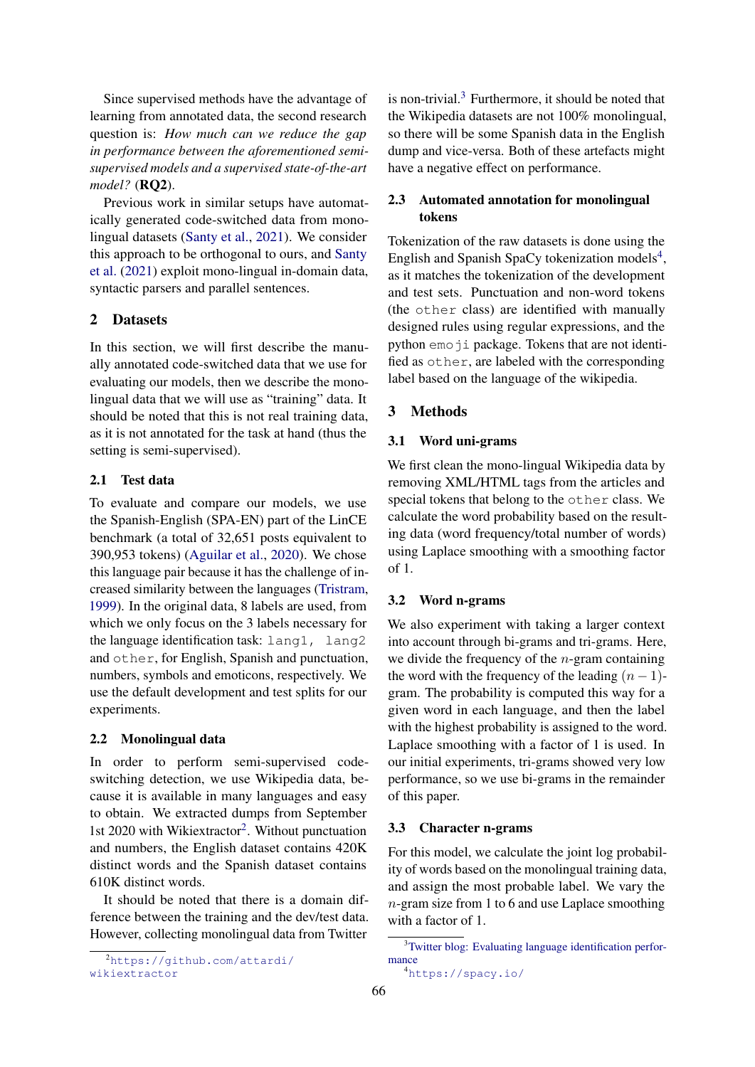Since supervised methods have the advantage of learning from annotated data, the second research question is: *How much can we reduce the gap in performance between the aforementioned semi-supervised models and a supervised state-of-the-art model?* (**RQ2**).

Previous work in similar setups have automatically generated code-switched data from monolingual datasets (Santy et al., 2021). We consider this approach to be orthogonal to ours, and Santy et al. (2021) exploit mono-lingual in-domain data, syntactic parsers and parallel sentences.

## 2 Datasets

In this section, we will first describe the manually annotated code-switched data that we use for evaluating our models, then we describe the monolingual data that we will use as "training" data. It should be noted that this is not real training data, as it is not annotated for the task at hand (thus the setting is semi-supervised).

### 2.1 Test data

To evaluate and compare our models, we use the Spanish-English (SPA-EN) part of the LinCE benchmark (a total of 32,651 posts equivalent to 390,953 tokens) (Aguilar et al., 2020). We chose this language pair because it has the challenge of increased similarity between the languages (Tristram, 1999). In the original data, 8 labels are used, from which we only focus on the 3 labels necessary for the language identification task: `lang1`, `lang2` and `other`, for English, Spanish and punctuation, numbers, symbols and emoticons, respectively. We use the default development and test splits for our experiments.

### 2.2 Monolingual data

In order to perform semi-supervised code-switching detection, we use Wikipedia data, because it is available in many languages and easy to obtain. We extracted dumps from September 1st 2020 with Wikiextractor[2]. Without punctuation and numbers, the English dataset contains 420K distinct words and the Spanish dataset contains 610K distinct words.

It should be noted that there is a domain difference between the training and the dev/test data. However, collecting monolingual data from Twitter is non-trivial.[3] Furthermore, it should be noted that the Wikipedia datasets are not 100% monolingual, so there will be some Spanish data in the English dump and vice-versa. Both of these artefacts might have a negative effect on performance.

### 2.3 Automated annotation for monolingual tokens

Tokenization of the raw datasets is done using the English and Spanish SpaCy tokenization models[4], as it matches the tokenization of the development and test sets. Punctuation and non-word tokens (the `other` class) are identified with manually designed rules using regular expressions, and the python `emoji` package. Tokens that are not identified as `other`, are labeled with the corresponding label based on the language of the wikipedia.

## 3 Methods

### 3.1 Word uni-grams

We first clean the mono-lingual Wikipedia data by removing XML/HTML tags from the articles and special tokens that belong to the `other` class. We calculate the word probability based on the resulting data (word frequency/total number of words) using Laplace smoothing with a smoothing factor of 1.

### 3.2 Word n-grams

We also experiment with taking a larger context into account through bi-grams and tri-grams. Here, we divide the frequency of the $n$-gram containing the word with the frequency of the leading $(n-1)$-gram. The probability is computed this way for a given word in each language, and then the label with the highest probability is assigned to the word. Laplace smoothing with a factor of 1 is used. In our initial experiments, tri-grams showed very low performance, so we use bi-grams in the remainder of this paper.

### 3.3 Character n-grams

For this model, we calculate the joint log probability of words based on the monolingual training data, and assign the most probable label. We vary the $n$-gram size from 1 to 6 and use Laplace smoothing with a factor of 1.

[2] https://github.com/attardi/wikiextractor

[3] Twitter blog: Evaluating language identification performance

[4] https://spacy.io/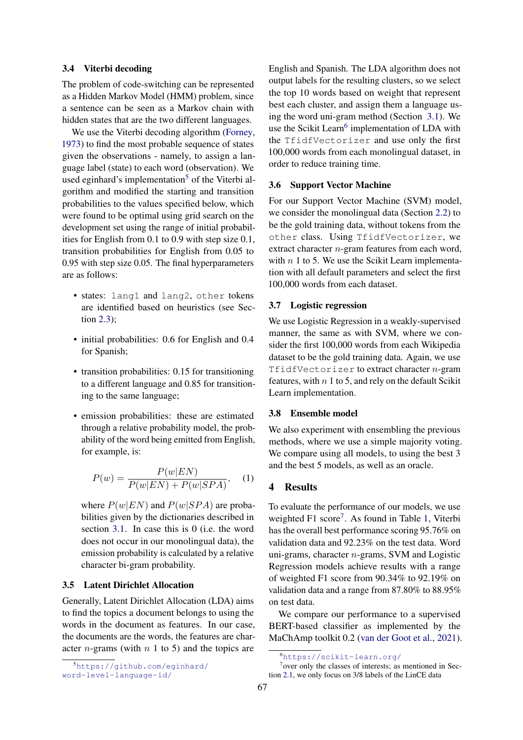### 3.4 Viterbi decoding

The problem of code-switching can be represented as a Hidden Markov Model (HMM) problem, since a sentence can be seen as a Markov chain with hidden states that are the two different languages.

We use the Viterbi decoding algorithm (Forney, 1973) to find the most probable sequence of states given the observations - namely, to assign a language label (state) to each word (observation). We used eginhard's implementation[5] of the Viterbi algorithm and modified the starting and transition probabilities to the values specified below, which were found to be optimal using grid search on the development set using the range of initial probabilities for English from 0.1 to 0.9 with step size 0.1, transition probabilities for English from 0.05 to 0.95 with step size 0.05. The final hyperparameters are as follows:

- states: `lang1` and `lang2`, `other` tokens are identified based on heuristics (see Section 2.3);
- initial probabilities: 0.6 for English and 0.4 for Spanish;
- transition probabilities: 0.15 for transitioning to a different language and 0.85 for transitioning to the same language;
- emission probabilities: these are estimated through a relative probability model, the probability of the word being emitted from English, for example, is:

$$P(w) = \frac{P(w|EN)}{P(w|EN) + P(w|SPA)}, \quad (1)$$

  where $P(w|EN)$ and $P(w|SPA)$ are probabilities given by the dictionaries described in section 3.1. In case this is 0 (i.e. the word does not occur in our monolingual data), the emission probability is calculated by a relative character bi-gram probability.

### 3.5 Latent Dirichlet Allocation

Generally, Latent Dirichlet Allocation (LDA) aims to find the topics a document belongs to using the words in the document as features. In our case, the documents are the words, the features are character $n$-grams (with $n$ 1 to 5) and the topics are English and Spanish. The LDA algorithm does not output labels for the resulting clusters, so we select the top 10 words based on weight that represent best each cluster, and assign them a language using the word uni-gram method (Section 3.1). We use the Scikit Learn[6] implementation of LDA with the `TfidfVectorizer` and use only the first 100,000 words from each monolingual dataset, in order to reduce training time.

### 3.6 Support Vector Machine

For our Support Vector Machine (SVM) model, we consider the monolingual data (Section 2.2) to be the gold training data, without tokens from the `other` class. Using `TfidfVectorizer`, we extract character $n$-gram features from each word, with $n$ 1 to 5. We use the Scikit Learn implementation with all default parameters and select the first 100,000 words from each dataset.

### 3.7 Logistic regression

We use Logistic Regression in a weakly-supervised manner, the same as with SVM, where we consider the first 100,000 words from each Wikipedia dataset to be the gold training data. Again, we use `TfidfVectorizer` to extract character $n$-gram features, with $n$ 1 to 5, and rely on the default Scikit Learn implementation.

### 3.8 Ensemble model

We also experiment with ensembling the previous methods, where we use a simple majority voting. We compare using all models, to using the best 3 and the best 5 models, as well as an oracle.

## 4 Results

To evaluate the performance of our models, we use weighted F1 score[7]. As found in Table 1, Viterbi has the overall best performance scoring 95.76% on validation data and 92.23% on the test data. Word uni-grams, character $n$-grams, SVM and Logistic Regression models achieve results with a range of weighted F1 score from 90.34% to 92.19% on validation data and a range from 87.80% to 88.95% on test data.

We compare our performance to a supervised BERT-based classifier as implemented by the MaChAmp toolkit 0.2 (van der Goot et al., 2021).

[5] https://github.com/eginhard/word-level-language-id/

[6] https://scikit-learn.org/

[7] over only the classes of interests; as mentioned in Section 2.1, we only focus on 3/8 labels of the LinCE data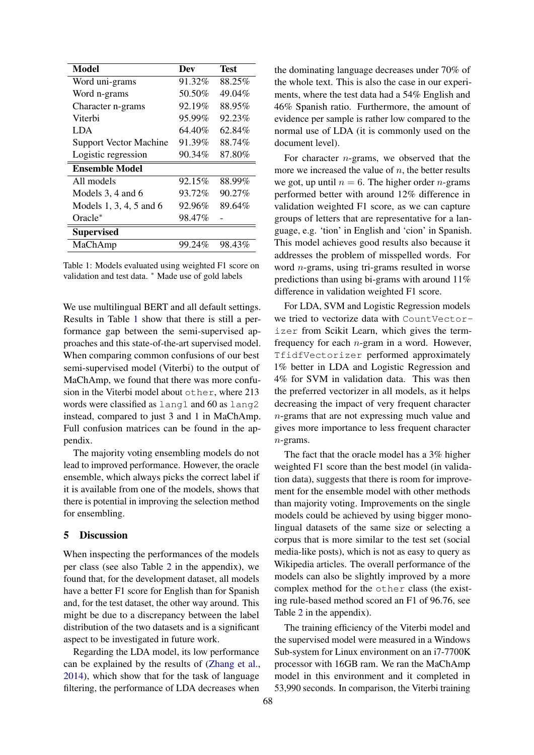| Model | Dev | Test |
|---|---|---|
| Word uni-grams | 91.32% | 88.25% |
| Word n-grams | 50.50% | 49.04% |
| Character n-grams | 92.19% | 88.95% |
| Viterbi | 95.99% | 92.23% |
| LDA | 64.40% | 62.84% |
| Support Vector Machine | 91.39% | 88.74% |
| Logistic regression | 90.34% | 87.80% |
| **Ensemble Model** | | |
| All models | 92.15% | 88.99% |
| Models 3, 4 and 6 | 93.72% | 90.27% |
| Models 1, 3, 4, 5 and 6 | 92.96% | 89.64% |
| Oracle* | 98.47% | - |
| **Supervised** | | |
| MaChAmp | 99.24% | 98.43% |

Table 1: Models evaluated using weighted F1 score on validation and test data. * Made use of gold labels

We use multilingual BERT and all default settings. Results in Table 1 show that there is still a performance gap between the semi-supervised approaches and this state-of-the-art supervised model. When comparing common confusions of our best semi-supervised model (Viterbi) to the output of MaChAmp, we found that there was more confusion in the Viterbi model about `other`, where 213 words were classified as `lang1` and 60 as `lang2` instead, compared to just 3 and 1 in MaChAmp. Full confusion matrices can be found in the appendix.

The majority voting ensembling models do not lead to improved performance. However, the oracle ensemble, which always picks the correct label if it is available from one of the models, shows that there is potential in improving the selection method for ensembling.

## 5 Discussion

When inspecting the performances of the models per class (see also Table 2 in the appendix), we found that, for the development dataset, all models have a better F1 score for English than for Spanish and, for the test dataset, the other way around. This might be due to a discrepancy between the label distribution of the two datasets and is a significant aspect to be investigated in future work.

Regarding the LDA model, its low performance can be explained by the results of (Zhang et al., 2014), which show that for the task of language filtering, the performance of LDA decreases when the dominating language decreases under 70% of the whole text. This is also the case in our experiments, where the test data had a 54% English and 46% Spanish ratio. Furthermore, the amount of evidence per sample is rather low compared to the normal use of LDA (it is commonly used on the document level).

For character $n$-grams, we observed that the more we increased the value of $n$, the better results we got, up until $n = 6$. The higher order $n$-grams performed better with around 12% difference in validation weighted F1 score, as we can capture groups of letters that are representative for a language, e.g. 'tion' in English and 'cion' in Spanish. This model achieves good results also because it addresses the problem of misspelled words. For word $n$-grams, using tri-grams resulted in worse predictions than using bi-grams with around 11% difference in validation weighted F1 score.

For LDA, SVM and Logistic Regression models we tried to vectorize data with `CountVectorizer` from Scikit Learn, which gives the term-frequency for each $n$-gram in a word. However, `TfidfVectorizer` performed approximately 1% better in LDA and Logistic Regression and 4% for SVM in validation data. This was then the preferred vectorizer in all models, as it helps decreasing the impact of very frequent character $n$-grams that are not expressing much value and gives more importance to less frequent character $n$-grams.

The fact that the oracle model has a 3% higher weighted F1 score than the best model (in validation data), suggests that there is room for improvement for the ensemble model with other methods than majority voting. Improvements on the single models could be achieved by using bigger monolingual datasets of the same size or selecting a corpus that is more similar to the test set (social media-like posts), which is not as easy to query as Wikipedia articles. The overall performance of the models can also be slightly improved by a more complex method for the `other` class (the existing rule-based method scored an F1 of 96.76, see Table 2 in the appendix).

The training efficiency of the Viterbi model and the supervised model were measured in a Windows Sub-system for Linux environment on an i7-7700K processor with 16GB ram. We ran the MaChAmp model in this environment and it completed in 53,990 seconds. In comparison, the Viterbi training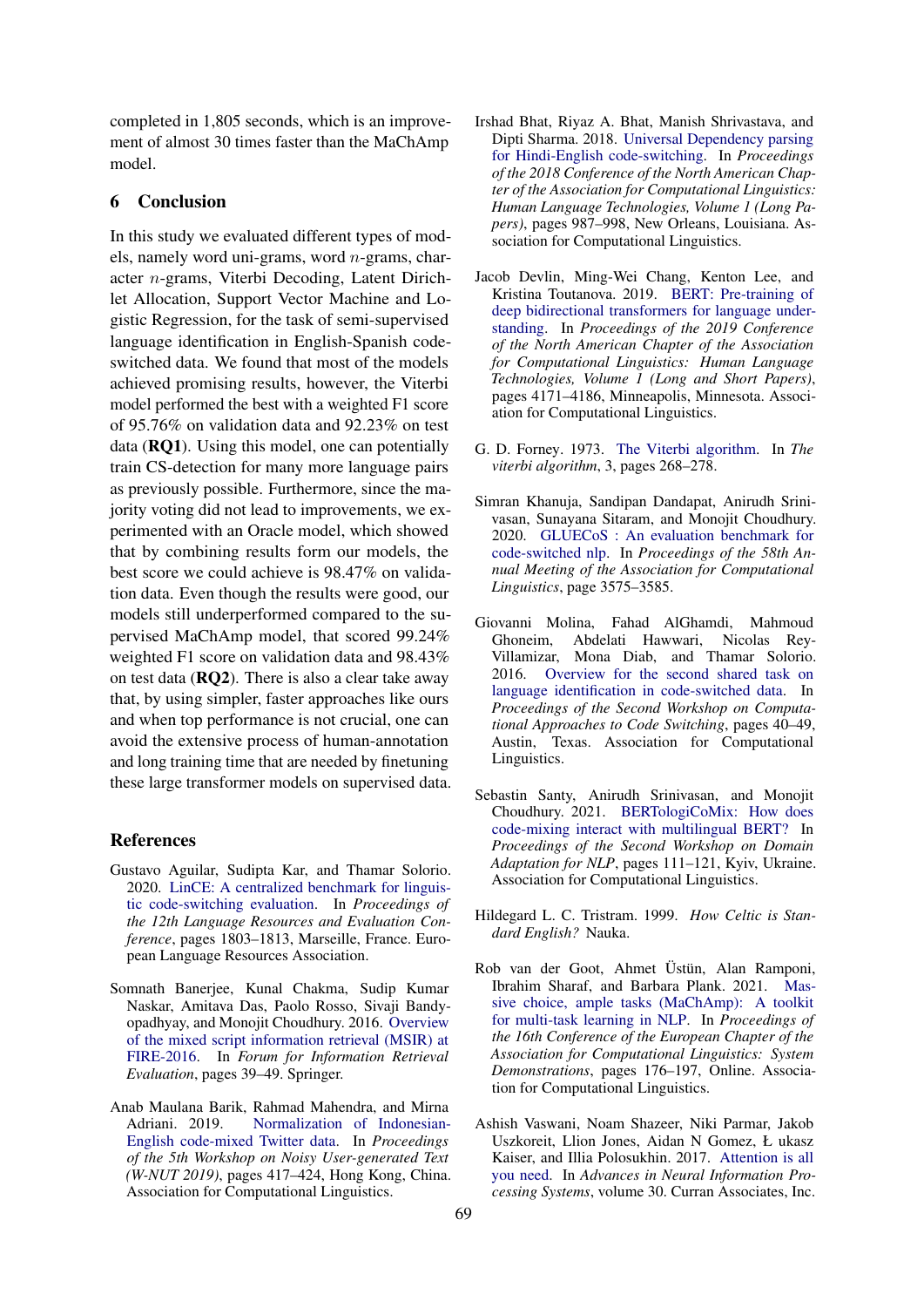completed in 1,805 seconds, which is an improvement of almost 30 times faster than the MaChAmp model.

## 6 Conclusion

In this study we evaluated different types of models, namely word uni-grams, word $n$-grams, character $n$-grams, Viterbi Decoding, Latent Dirichlet Allocation, Support Vector Machine and Logistic Regression, for the task of semi-supervised language identification in English-Spanish code-switched data. We found that most of the models achieved promising results, however, the Viterbi model performed the best with a weighted F1 score of 95.76% on validation data and 92.23% on test data (**RQ1**). Using this model, one can potentially train CS-detection for many more language pairs as previously possible. Furthermore, since the majority voting did not lead to improvements, we experimented with an Oracle model, which showed that by combining results form our models, the best score we could achieve is 98.47% on validation data. Even though the results were good, our models still underperformed compared to the supervised MaChAmp model, that scored 99.24% weighted F1 score on validation data and 98.43% on test data (**RQ2**). There is also a clear take away that, by using simpler, faster approaches like ours and when top performance is not crucial, one can avoid the extensive process of human-annotation and long training time that are needed by finetuning these large transformer models on supervised data.

## References

Gustavo Aguilar, Sudipta Kar, and Thamar Solorio. 2020. LinCE: A centralized benchmark for linguistic code-switching evaluation. In *Proceedings of the 12th Language Resources and Evaluation Conference*, pages 1803–1813, Marseille, France. European Language Resources Association.

Somnath Banerjee, Kunal Chakma, Sudip Kumar Naskar, Amitava Das, Paolo Rosso, Sivaji Bandyopadhyay, and Monojit Choudhury. 2016. Overview of the mixed script information retrieval (MSIR) at FIRE-2016. In *Forum for Information Retrieval Evaluation*, pages 39–49. Springer.

Anab Maulana Barik, Rahmad Mahendra, and Mirna Adriani. 2019. Normalization of Indonesian-English code-mixed Twitter data. In *Proceedings of the 5th Workshop on Noisy User-generated Text (W-NUT 2019)*, pages 417–424, Hong Kong, China. Association for Computational Linguistics.

Irshad Bhat, Riyaz A. Bhat, Manish Shrivastava, and Dipti Sharma. 2018. Universal Dependency parsing for Hindi-English code-switching. In *Proceedings of the 2018 Conference of the North American Chapter of the Association for Computational Linguistics: Human Language Technologies, Volume 1 (Long Papers)*, pages 987–998, New Orleans, Louisiana. Association for Computational Linguistics.

Jacob Devlin, Ming-Wei Chang, Kenton Lee, and Kristina Toutanova. 2019. BERT: Pre-training of deep bidirectional transformers for language understanding. In *Proceedings of the 2019 Conference of the North American Chapter of the Association for Computational Linguistics: Human Language Technologies, Volume 1 (Long and Short Papers)*, pages 4171–4186, Minneapolis, Minnesota. Association for Computational Linguistics.

G. D. Forney. 1973. The Viterbi algorithm. In *The viterbi algorithm*, 3, pages 268–278.

Simran Khanuja, Sandipan Dandapat, Anirudh Srinivasan, Sunayana Sitaram, and Monojit Choudhury. 2020. GLUECoS : An evaluation benchmark for code-switched nlp. In *Proceedings of the 58th Annual Meeting of the Association for Computational Linguistics*, page 3575–3585.

Giovanni Molina, Fahad AlGhamdi, Mahmoud Ghoneim, Abdelati Hawwari, Nicolas Rey-Villamizar, Mona Diab, and Thamar Solorio. 2016. Overview for the second shared task on language identification in code-switched data. In *Proceedings of the Second Workshop on Computational Approaches to Code Switching*, pages 40–49, Austin, Texas. Association for Computational Linguistics.

Sebastin Santy, Anirudh Srinivasan, and Monojit Choudhury. 2021. BERTologiCoMix: How does code-mixing interact with multilingual BERT? In *Proceedings of the Second Workshop on Domain Adaptation for NLP*, pages 111–121, Kyiv, Ukraine. Association for Computational Linguistics.

Hildegard L. C. Tristram. 1999. *How Celtic is Standard English?* Nauka.

Rob van der Goot, Ahmet Üstün, Alan Ramponi, Ibrahim Sharaf, and Barbara Plank. 2021. Massive choice, ample tasks (MaChAmp): A toolkit for multi-task learning in NLP. In *Proceedings of the 16th Conference of the European Chapter of the Association for Computational Linguistics: System Demonstrations*, pages 176–197, Online. Association for Computational Linguistics.

Ashish Vaswani, Noam Shazeer, Niki Parmar, Jakob Uszkoreit, Llion Jones, Aidan N Gomez, Ł ukasz Kaiser, and Illia Polosukhin. 2017. Attention is all you need. In *Advances in Neural Information Processing Systems*, volume 30. Curran Associates, Inc.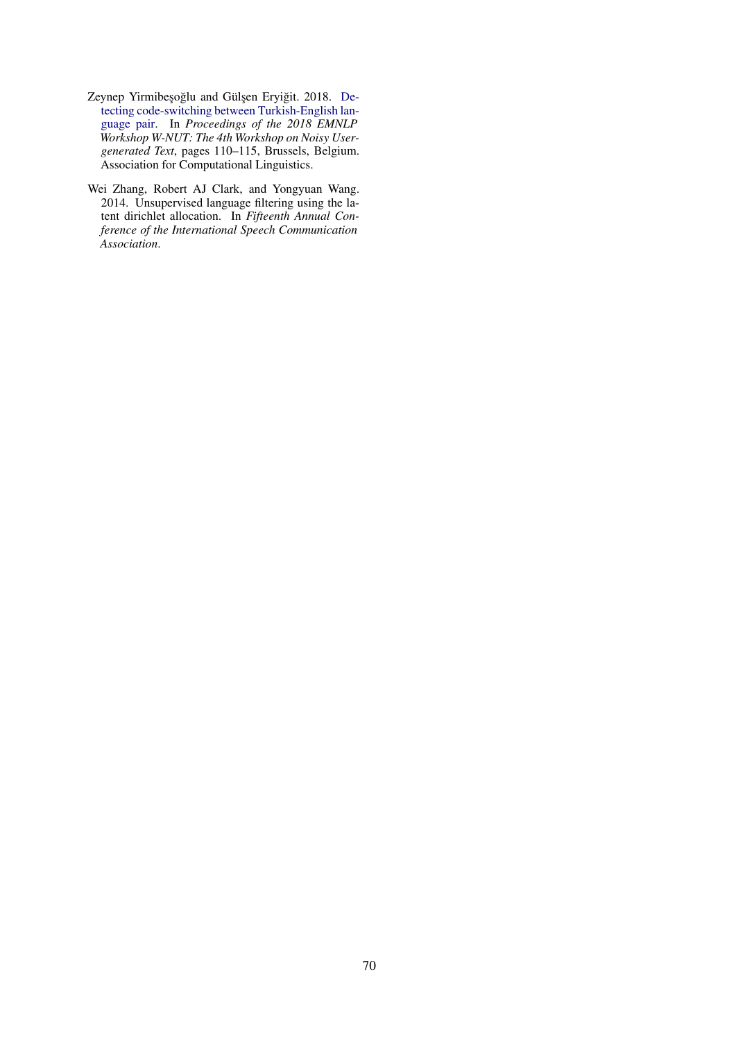Zeynep Yirmibeşoğlu and Gülşen Eryiğit. 2018. Detecting code-switching between Turkish-English language pair. In *Proceedings of the 2018 EMNLP Workshop W-NUT: The 4th Workshop on Noisy User-generated Text*, pages 110–115, Brussels, Belgium. Association for Computational Linguistics.

Wei Zhang, Robert AJ Clark, and Yongyuan Wang. 2014. Unsupervised language filtering using the latent dirichlet allocation. In *Fifteenth Annual Conference of the International Speech Communication Association*.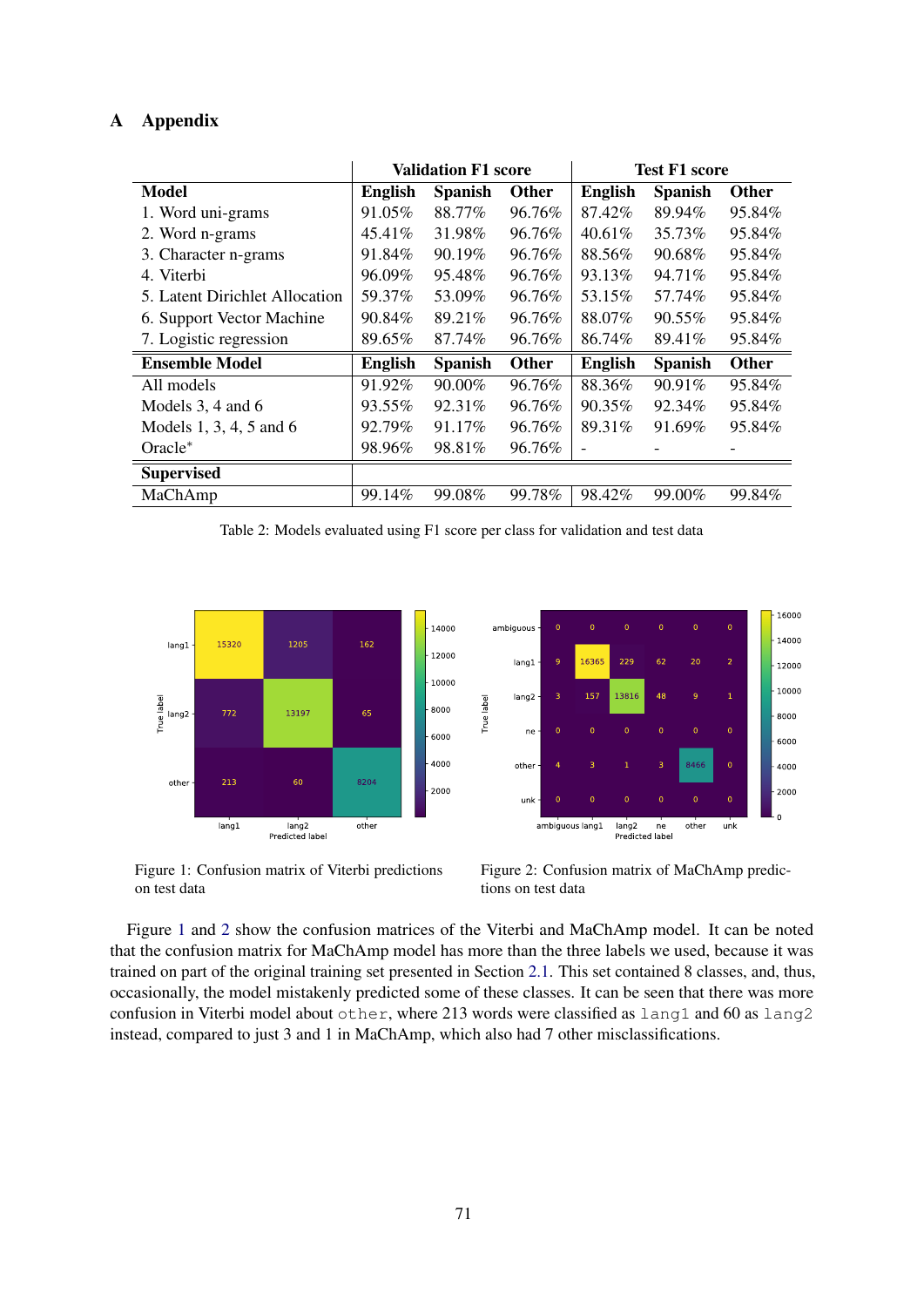## A Appendix

| | Validation F1 score | | | Test F1 score | | |
|---|---|---|---|---|---|---|
| **Model** | **English** | **Spanish** | **Other** | **English** | **Spanish** | **Other** |
| 1. Word uni-grams | 91.05% | 88.77% | 96.76% | 87.42% | 89.94% | 95.84% |
| 2. Word n-grams | 45.41% | 31.98% | 96.76% | 40.61% | 35.73% | 95.84% |
| 3. Character n-grams | 91.84% | 90.19% | 96.76% | 88.56% | 90.68% | 95.84% |
| 4. Viterbi | 96.09% | 95.48% | 96.76% | 93.13% | 94.71% | 95.84% |
| 5. Latent Dirichlet Allocation | 59.37% | 53.09% | 96.76% | 53.15% | 57.74% | 95.84% |
| 6. Support Vector Machine | 90.84% | 89.21% | 96.76% | 88.07% | 90.55% | 95.84% |
| 7. Logistic regression | 89.65% | 87.74% | 96.76% | 86.74% | 89.41% | 95.84% |
| **Ensemble Model** | **English** | **Spanish** | **Other** | **English** | **Spanish** | **Other** |
| All models | 91.92% | 90.00% | 96.76% | 88.36% | 90.91% | 95.84% |
| Models 3, 4 and 6 | 93.55% | 92.31% | 96.76% | 90.35% | 92.34% | 95.84% |
| Models 1, 3, 4, 5 and 6 | 92.79% | 91.17% | 96.76% | 89.31% | 91.69% | 95.84% |
| Oracle* | 98.96% | 98.81% | 96.76% | - | - | - |
| **Supervised** | | | | | | |
| MaChAmp | 99.14% | 99.08% | 99.78% | 98.42% | 99.00% | 99.84% |

Table 2: Models evaluated using F1 score per class for validation and test data

True label
lang1
lang2
other
Predicted label
lang1
lang2
other
15320 1205 162
772 13197 65
213 60 8204
14000
12000
10000
8000
6000
4000
2000

Figure 1: Confusion matrix of Viterbi predictions on test data

True label
ambiguous
lang1
lang2
ne
other
unk
Predicted label
ambiguous lang1 lang2 ne other unk
0 0 0 0 0 0
9 16365 229 62 20 2
3 157 13816 48 9 1
0 0 0 0 0 0
4 3 1 3 8466 0
0 0 0 0 0 0
16000
14000
12000
10000
8000
6000
4000
2000
0

Figure 2: Confusion matrix of MaChAmp predictions on test data

Figure 1 and 2 show the confusion matrices of the Viterbi and MaChAmp model. It can be noted that the confusion matrix for MaChAmp model has more than the three labels we used, because it was trained on part of the original training set presented in Section 2.1. This set contained 8 classes, and, thus, occasionally, the model mistakenly predicted some of these classes. It can be seen that there was more confusion in Viterbi model about `other`, where 213 words were classified as `lang1` and 60 as `lang2` instead, compared to just 3 and 1 in MaChAmp, which also had 7 other misclassifications.